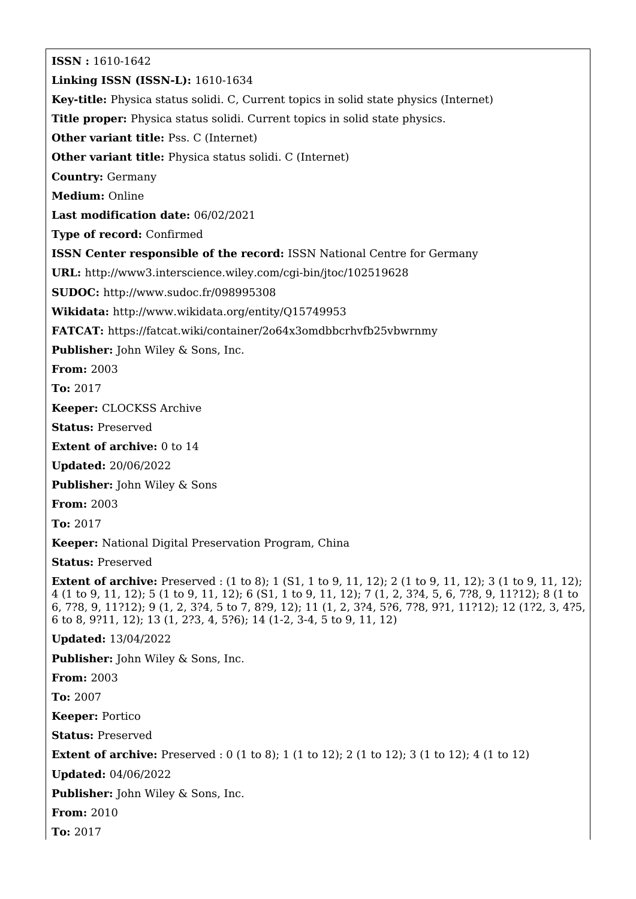**ISSN :** 1610-1642

**Linking ISSN (ISSN-L):** 1610-1634

**Key-title:** Physica status solidi. C, Current topics in solid state physics (Internet)

**Title proper:** Physica status solidi. Current topics in solid state physics.

**Other variant title:** Pss. C (Internet)

**Other variant title:** Physica status solidi. C (Internet)

**Country:** Germany

**Medium:** Online

**Last modification date:** 06/02/2021

**Type of record:** Confirmed

**ISSN Center responsible of the record:** ISSN National Centre for Germany

**URL:** http://www3.interscience.wiley.com/cgi-bin/jtoc/102519628

**SUDOC:** http://www.sudoc.fr/098995308

**Wikidata:** http://www.wikidata.org/entity/Q15749953

**FATCAT:** https://fatcat.wiki/container/2o64x3omdbbcrhvfb25vbwrnmy

**Publisher:** John Wiley & Sons, Inc.

**From:** 2003

**To:** 2017

**Keeper:** CLOCKSS Archive

**Status:** Preserved

**Extent of archive:** 0 to 14

**Updated:** 20/06/2022

**Publisher:** John Wiley & Sons

**From:** 2003

**To:** 2017

**Keeper:** National Digital Preservation Program, China

**Status:** Preserved

**Extent of archive:** Preserved : (1 to 8); 1 (S1, 1 to 9, 11, 12); 2 (1 to 9, 11, 12); 3 (1 to 9, 11, 12); 4 (1 to 9, 11, 12); 5 (1 to 9, 11, 12); 6 (S1, 1 to 9, 11, 12); 7 (1, 2, 3?4, 5, 6, 7?8, 9, 11?12); 8 (1 to 6, 7?8, 9, 11?12); 9 (1, 2, 3?4, 5 to 7, 8?9, 12); 11 (1, 2, 3?4, 5?6, 7?8, 9?1, 11?12); 12 (1?2, 3, 4?5, 6 to 8, 9?11, 12); 13 (1, 2?3, 4, 5?6); 14 (1-2, 3-4, 5 to 9, 11, 12)

**Updated:** 13/04/2022

**Publisher:** John Wiley & Sons, Inc.

**From:** 2003

**To:** 2007

**Keeper:** Portico

**Status:** Preserved

**Extent of archive:** Preserved : 0 (1 to 8); 1 (1 to 12); 2 (1 to 12); 3 (1 to 12); 4 (1 to 12)

**Updated:** 04/06/2022

**Publisher:** John Wiley & Sons, Inc.

**From:** 2010

**To:** 2017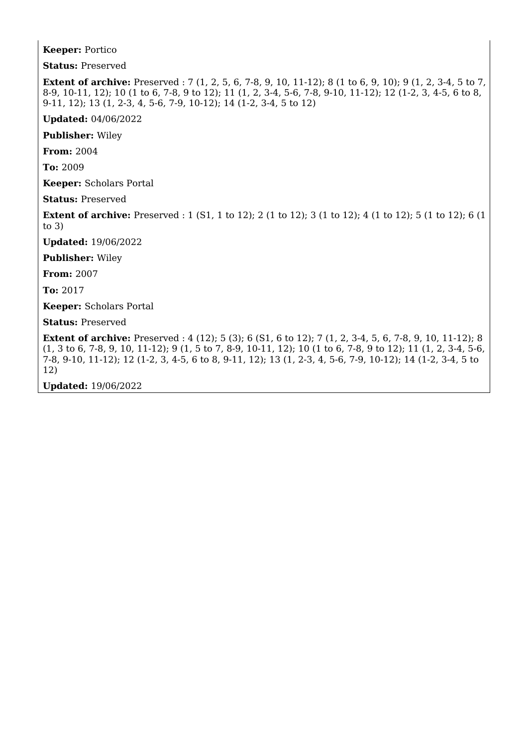**Keeper:** Portico

**Status:** Preserved

**Extent of archive:** Preserved : 7 (1, 2, 5, 6, 7-8, 9, 10, 11-12); 8 (1 to 6, 9, 10); 9 (1, 2, 3-4, 5 to 7, 8-9, 10-11, 12); 10 (1 to 6, 7-8, 9 to 12); 11 (1, 2, 3-4, 5-6, 7-8, 9-10, 11-12); 12 (1-2, 3, 4-5, 6 to 8, 9-11, 12); 13 (1, 2-3, 4, 5-6, 7-9, 10-12); 14 (1-2, 3-4, 5 to 12)

**Updated:** 04/06/2022

**Publisher:** Wiley

**From:** 2004

**To:** 2009

**Keeper:** Scholars Portal

**Status:** Preserved

**Extent of archive:** Preserved : 1 (S1, 1 to 12); 2 (1 to 12); 3 (1 to 12); 4 (1 to 12); 5 (1 to 12); 6 (1 to 3)

**Updated:** 19/06/2022

**Publisher:** Wiley

**From:** 2007

**To:** 2017

**Keeper:** Scholars Portal

**Status:** Preserved

**Extent of archive:** Preserved : 4 (12); 5 (3); 6 (S1, 6 to 12); 7 (1, 2, 3-4, 5, 6, 7-8, 9, 10, 11-12); 8 (1, 3 to 6, 7-8, 9, 10, 11-12); 9 (1, 5 to 7, 8-9, 10-11, 12); 10 (1 to 6, 7-8, 9 to 12); 11 (1, 2, 3-4, 5-6, 7-8, 9-10, 11-12); 12 (1-2, 3, 4-5, 6 to 8, 9-11, 12); 13 (1, 2-3, 4, 5-6, 7-9, 10-12); 14 (1-2, 3-4, 5 to 12)

**Updated:** 19/06/2022